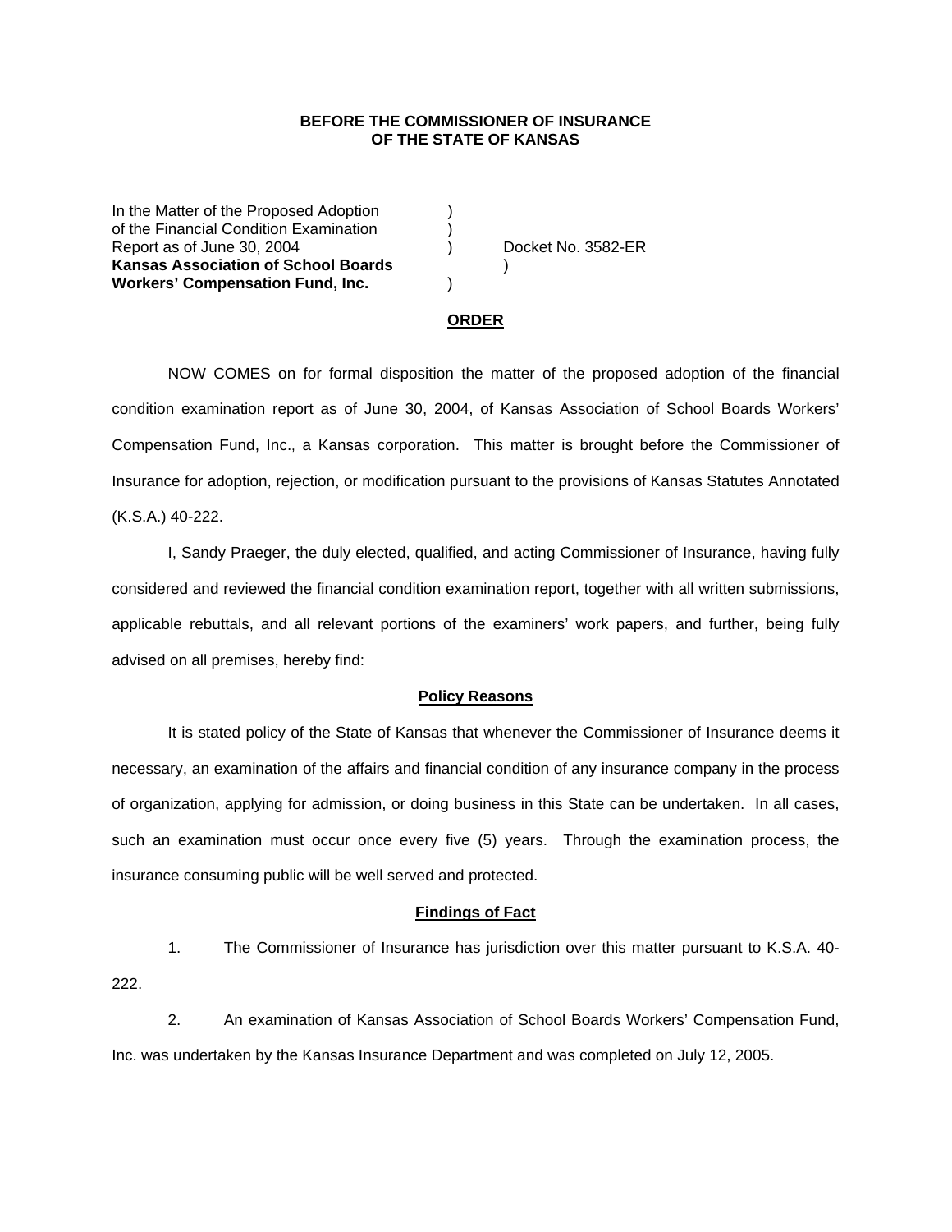**BEFORE THE COMMISSIONER OF INSURANCE**
**OF THE STATE OF KANSAS**

In the Matter of the Proposed Adoption )
of the Financial Condition Examination )
Report as of June 30, 2004 ) Docket No. 3582-ER
**Kansas Association of School Boards** )
**Workers' Compensation Fund, Inc.** )

## ORDER

NOW COMES on for formal disposition the matter of the proposed adoption of the financial condition examination report as of June 30, 2004, of Kansas Association of School Boards Workers' Compensation Fund, Inc., a Kansas corporation. This matter is brought before the Commissioner of Insurance for adoption, rejection, or modification pursuant to the provisions of Kansas Statutes Annotated (K.S.A.) 40-222.

I, Sandy Praeger, the duly elected, qualified, and acting Commissioner of Insurance, having fully considered and reviewed the financial condition examination report, together with all written submissions, applicable rebuttals, and all relevant portions of the examiners' work papers, and further, being fully advised on all premises, hereby find:

### Policy Reasons

It is stated policy of the State of Kansas that whenever the Commissioner of Insurance deems it necessary, an examination of the affairs and financial condition of any insurance company in the process of organization, applying for admission, or doing business in this State can be undertaken. In all cases, such an examination must occur once every five (5) years. Through the examination process, the insurance consuming public will be well served and protected.

### Findings of Fact

1. The Commissioner of Insurance has jurisdiction over this matter pursuant to K.S.A. 40-222.

2. An examination of Kansas Association of School Boards Workers' Compensation Fund, Inc. was undertaken by the Kansas Insurance Department and was completed on July 12, 2005.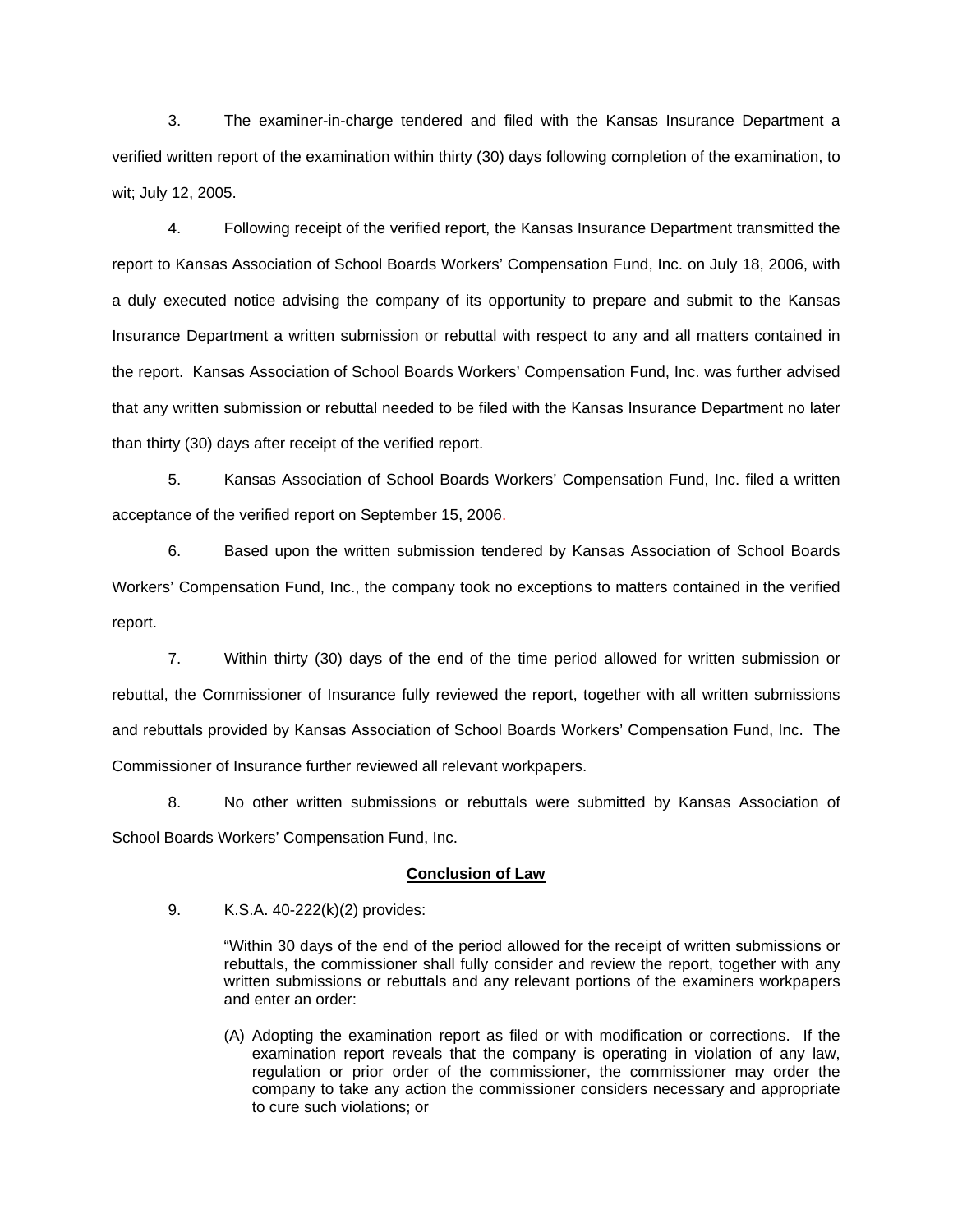3. The examiner-in-charge tendered and filed with the Kansas Insurance Department a verified written report of the examination within thirty (30) days following completion of the examination, to wit; July 12, 2005.

4. Following receipt of the verified report, the Kansas Insurance Department transmitted the report to Kansas Association of School Boards Workers' Compensation Fund, Inc. on July 18, 2006, with a duly executed notice advising the company of its opportunity to prepare and submit to the Kansas Insurance Department a written submission or rebuttal with respect to any and all matters contained in the report. Kansas Association of School Boards Workers' Compensation Fund, Inc. was further advised that any written submission or rebuttal needed to be filed with the Kansas Insurance Department no later than thirty (30) days after receipt of the verified report.

5. Kansas Association of School Boards Workers' Compensation Fund, Inc. filed a written acceptance of the verified report on September 15, 2006.

6. Based upon the written submission tendered by Kansas Association of School Boards Workers' Compensation Fund, Inc., the company took no exceptions to matters contained in the verified report.

7. Within thirty (30) days of the end of the time period allowed for written submission or rebuttal, the Commissioner of Insurance fully reviewed the report, together with all written submissions and rebuttals provided by Kansas Association of School Boards Workers' Compensation Fund, Inc. The Commissioner of Insurance further reviewed all relevant workpapers.

8. No other written submissions or rebuttals were submitted by Kansas Association of School Boards Workers' Compensation Fund, Inc.

**Conclusion of Law**

9. K.S.A. 40-222(k)(2) provides:

> "Within 30 days of the end of the period allowed for the receipt of written submissions or rebuttals, the commissioner shall fully consider and review the report, together with any written submissions or rebuttals and any relevant portions of the examiners workpapers and enter an order:
>
> (A) Adopting the examination report as filed or with modification or corrections. If the examination report reveals that the company is operating in violation of any law, regulation or prior order of the commissioner, the commissioner may order the company to take any action the commissioner considers necessary and appropriate to cure such violations; or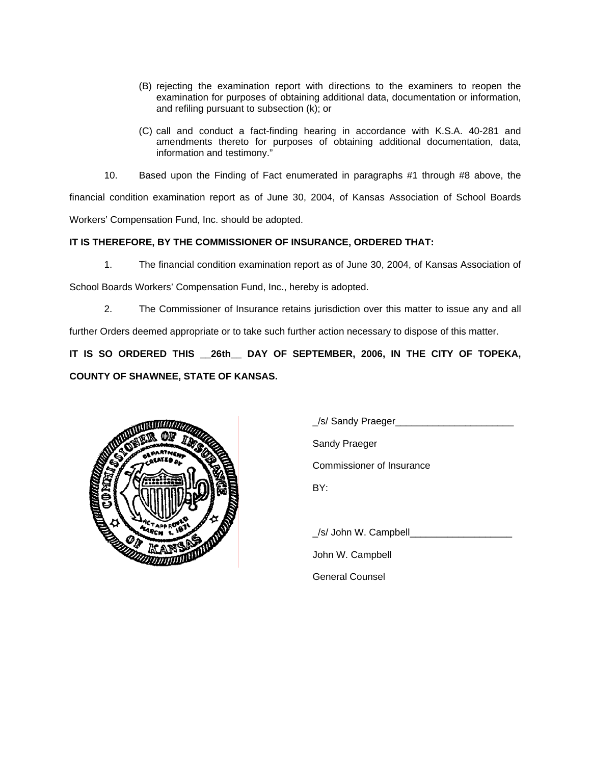(B) rejecting the examination report with directions to the examiners to reopen the examination for purposes of obtaining additional data, documentation or information, and refiling pursuant to subsection (k); or

(C) call and conduct a fact-finding hearing in accordance with K.S.A. 40-281 and amendments thereto for purposes of obtaining additional documentation, data, information and testimony."

10. Based upon the Finding of Fact enumerated in paragraphs #1 through #8 above, the financial condition examination report as of June 30, 2004, of Kansas Association of School Boards Workers' Compensation Fund, Inc. should be adopted.

**IT IS THEREFORE, BY THE COMMISSIONER OF INSURANCE, ORDERED THAT:**

1. The financial condition examination report as of June 30, 2004, of Kansas Association of School Boards Workers' Compensation Fund, Inc., hereby is adopted.

2. The Commissioner of Insurance retains jurisdiction over this matter to issue any and all further Orders deemed appropriate or to take such further action necessary to dispose of this matter.

**IT IS SO ORDERED THIS __26th__ DAY OF SEPTEMBER, 2006, IN THE CITY OF TOPEKA, COUNTY OF SHAWNEE, STATE OF KANSAS.**

_/s/ Sandy Praeger______________________

Sandy Praeger

Commissioner of Insurance

BY:

_/s/ John W. Campbell___________________

John W. Campbell

General Counsel